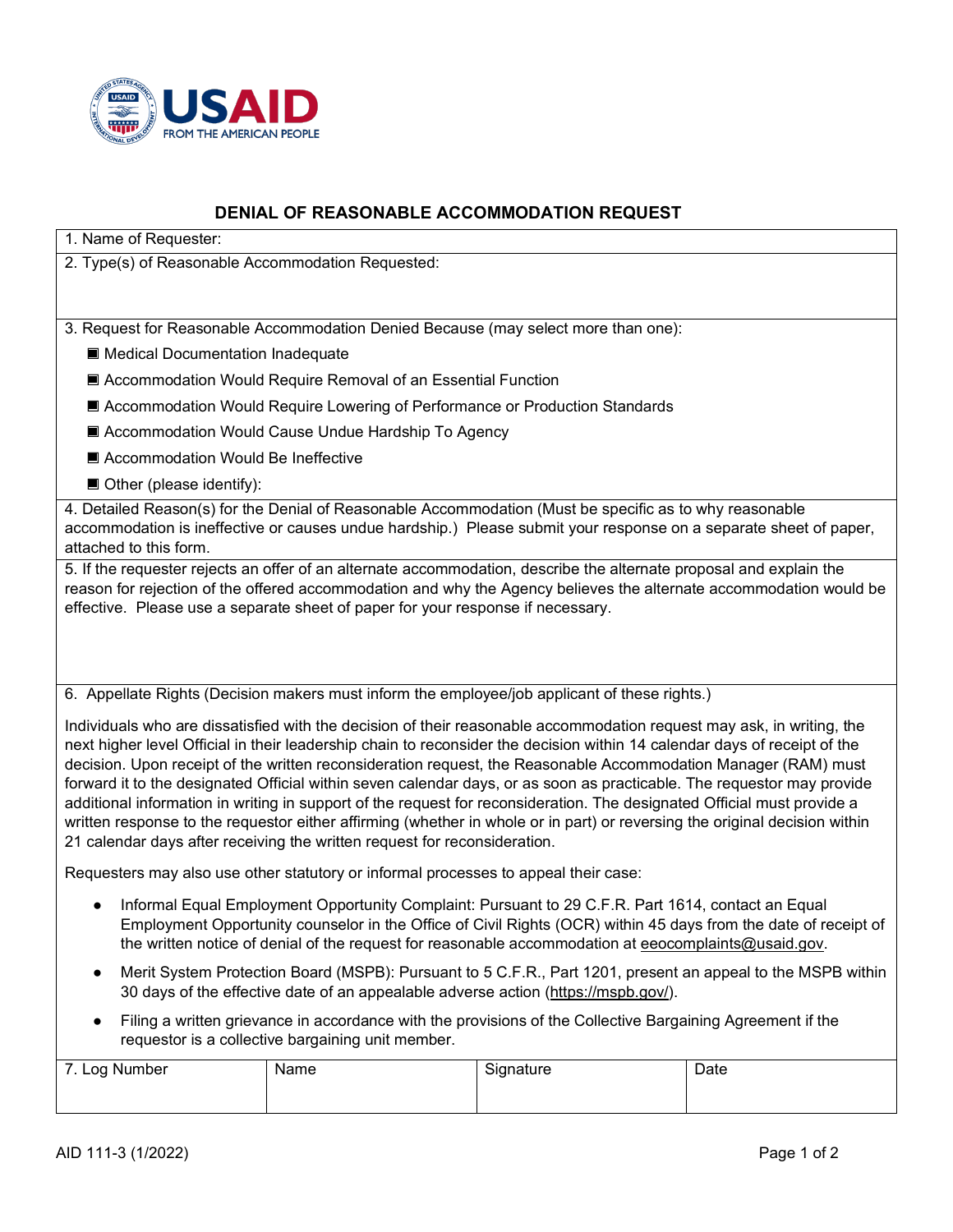USAID
FROM THE AMERICAN PEOPLE

# DENIAL OF REASONABLE ACCOMMODATION REQUEST

1. Name of Requester:

2. Type(s) of Reasonable Accommodation Requested:

3. Request for Reasonable Accommodation Denied Because (may select more than one):

- ■ Medical Documentation Inadequate
- ■ Accommodation Would Require Removal of an Essential Function
- ■ Accommodation Would Require Lowering of Performance or Production Standards
- ■ Accommodation Would Cause Undue Hardship To Agency
- ■ Accommodation Would Be Ineffective
- ■ Other (please identify):

4. Detailed Reason(s) for the Denial of Reasonable Accommodation (Must be specific as to why reasonable accommodation is ineffective or causes undue hardship.) Please submit your response on a separate sheet of paper, attached to this form.

5. If the requester rejects an offer of an alternate accommodation, describe the alternate proposal and explain the reason for rejection of the offered accommodation and why the Agency believes the alternate accommodation would be effective. Please use a separate sheet of paper for your response if necessary.

6. Appellate Rights (Decision makers must inform the employee/job applicant of these rights.)

Individuals who are dissatisfied with the decision of their reasonable accommodation request may ask, in writing, the next higher level Official in their leadership chain to reconsider the decision within 14 calendar days of receipt of the decision. Upon receipt of the written reconsideration request, the Reasonable Accommodation Manager (RAM) must forward it to the designated Official within seven calendar days, or as soon as practicable. The requestor may provide additional information in writing in support of the request for reconsideration. The designated Official must provide a written response to the requestor either affirming (whether in whole or in part) or reversing the original decision within 21 calendar days after receiving the written request for reconsideration.

Requesters may also use other statutory or informal processes to appeal their case:

- Informal Equal Employment Opportunity Complaint: Pursuant to 29 C.F.R. Part 1614, contact an Equal Employment Opportunity counselor in the Office of Civil Rights (OCR) within 45 days from the date of receipt of the written notice of denial of the request for reasonable accommodation at eeocomplaints@usaid.gov.
- Merit System Protection Board (MSPB): Pursuant to 5 C.F.R., Part 1201, present an appeal to the MSPB within 30 days of the effective date of an appealable adverse action (https://mspb.gov/).
- Filing a written grievance in accordance with the provisions of the Collective Bargaining Agreement if the requestor is a collective bargaining unit member.

| 7. Log Number | Name | Signature | Date |
|---|---|---|---|
| | | | |

AID 111-3 (1/2022)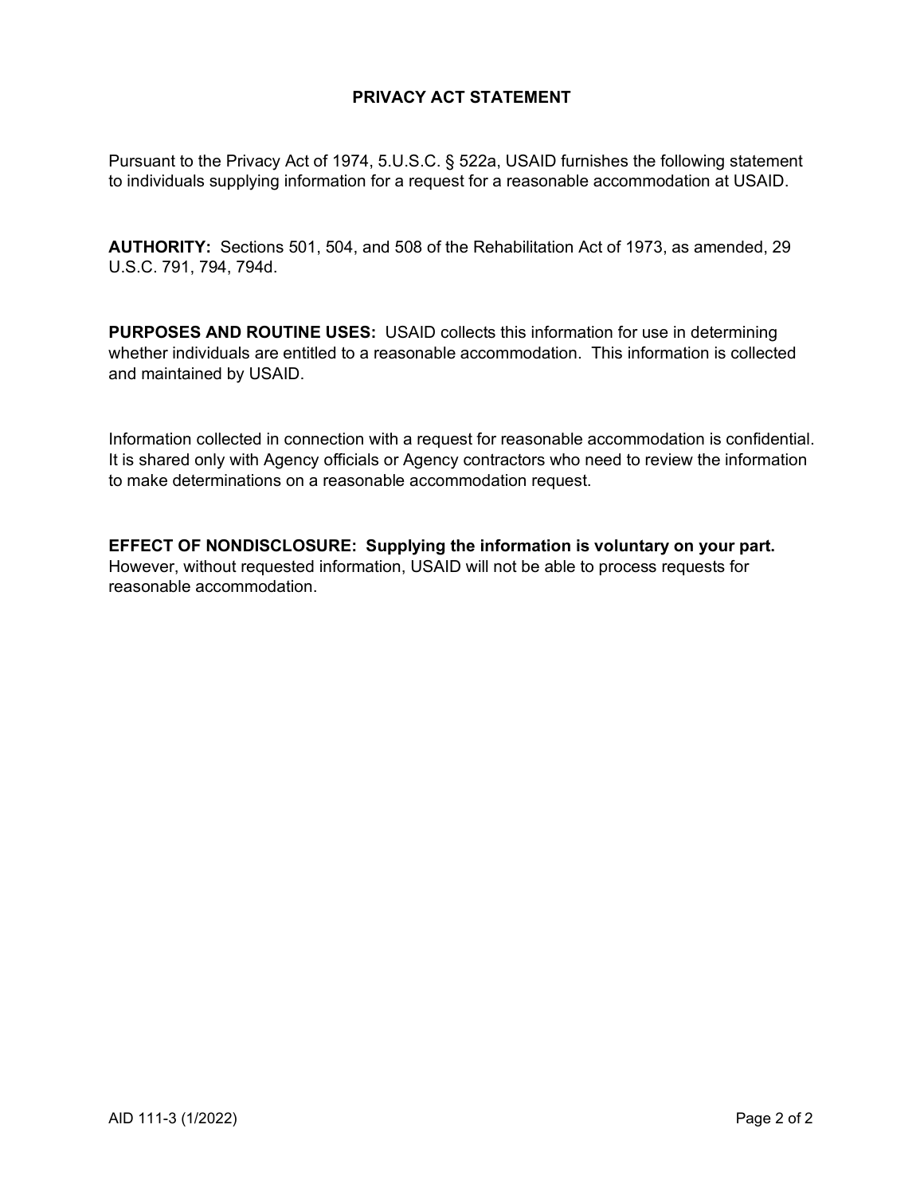## PRIVACY ACT STATEMENT

Pursuant to the Privacy Act of 1974, 5.U.S.C. § 522a, USAID furnishes the following statement to individuals supplying information for a request for a reasonable accommodation at USAID.

**AUTHORITY:** Sections 501, 504, and 508 of the Rehabilitation Act of 1973, as amended, 29 U.S.C. 791, 794, 794d.

**PURPOSES AND ROUTINE USES:** USAID collects this information for use in determining whether individuals are entitled to a reasonable accommodation. This information is collected and maintained by USAID.

Information collected in connection with a request for reasonable accommodation is confidential. It is shared only with Agency officials or Agency contractors who need to review the information to make determinations on a reasonable accommodation request.

**EFFECT OF NONDISCLOSURE: Supplying the information is voluntary on your part.** However, without requested information, USAID will not be able to process requests for reasonable accommodation.

AID 111-3 (1/2022)